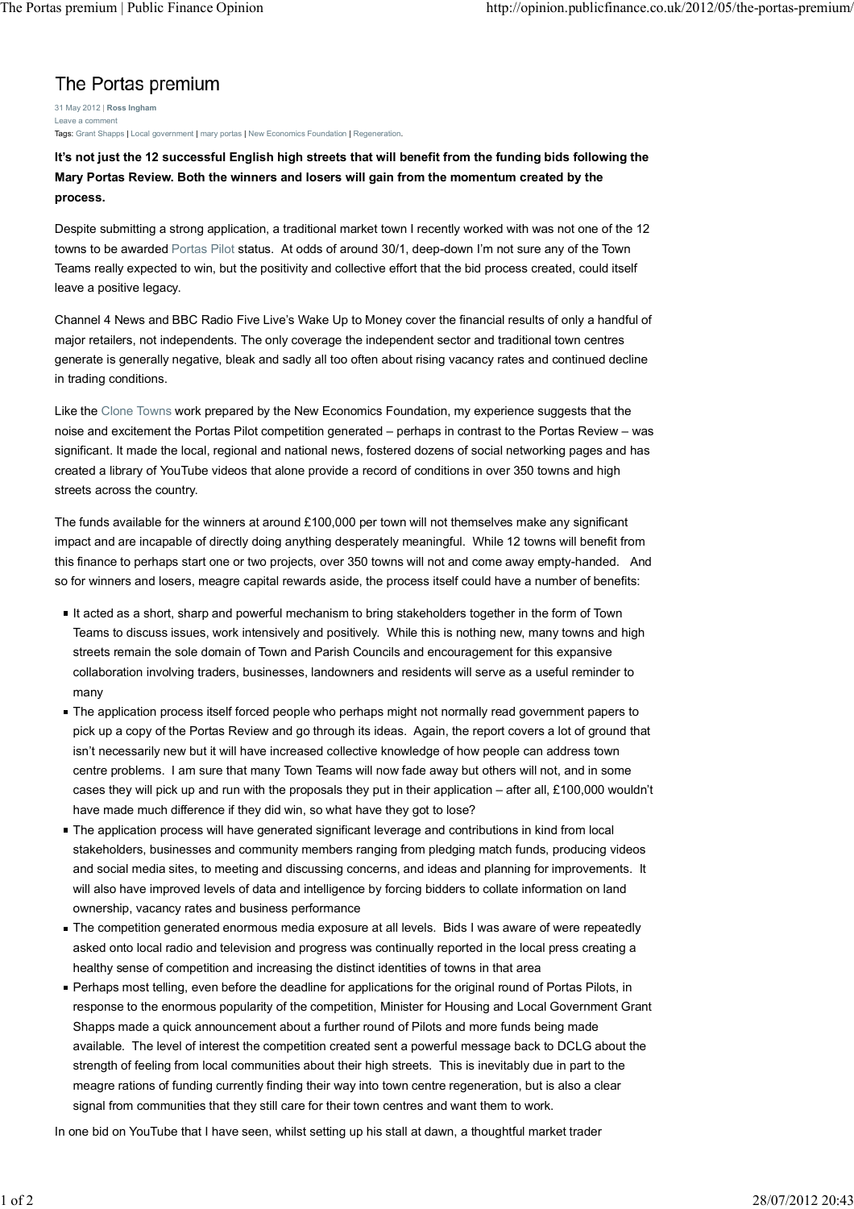# The Portas premium

31 May 2012 | **Ross Ingham**
Leave a comment
Tags: Grant Shapps | Local government | mary portas | New Economics Foundation | Regeneration.

**It's not just the 12 successful English high streets that will benefit from the funding bids following the Mary Portas Review. Both the winners and losers will gain from the momentum created by the process.**

Despite submitting a strong application, a traditional market town I recently worked with was not one of the 12 towns to be awarded Portas Pilot status. At odds of around 30/1, deep-down I'm not sure any of the Town Teams really expected to win, but the positivity and collective effort that the bid process created, could itself leave a positive legacy.

Channel 4 News and BBC Radio Five Live's Wake Up to Money cover the financial results of only a handful of major retailers, not independents. The only coverage the independent sector and traditional town centres generate is generally negative, bleak and sadly all too often about rising vacancy rates and continued decline in trading conditions.

Like the Clone Towns work prepared by the New Economics Foundation, my experience suggests that the noise and excitement the Portas Pilot competition generated – perhaps in contrast to the Portas Review – was significant. It made the local, regional and national news, fostered dozens of social networking pages and has created a library of YouTube videos that alone provide a record of conditions in over 350 towns and high streets across the country.

The funds available for the winners at around £100,000 per town will not themselves make any significant impact and are incapable of directly doing anything desperately meaningful. While 12 towns will benefit from this finance to perhaps start one or two projects, over 350 towns will not and come away empty-handed. And so for winners and losers, meagre capital rewards aside, the process itself could have a number of benefits:

- It acted as a short, sharp and powerful mechanism to bring stakeholders together in the form of Town Teams to discuss issues, work intensively and positively. While this is nothing new, many towns and high streets remain the sole domain of Town and Parish Councils and encouragement for this expansive collaboration involving traders, businesses, landowners and residents will serve as a useful reminder to many
- The application process itself forced people who perhaps might not normally read government papers to pick up a copy of the Portas Review and go through its ideas. Again, the report covers a lot of ground that isn't necessarily new but it will have increased collective knowledge of how people can address town centre problems. I am sure that many Town Teams will now fade away but others will not, and in some cases they will pick up and run with the proposals they put in their application – after all, £100,000 wouldn't have made much difference if they did win, so what have they got to lose?
- The application process will have generated significant leverage and contributions in kind from local stakeholders, businesses and community members ranging from pledging match funds, producing videos and social media sites, to meeting and discussing concerns, and ideas and planning for improvements. It will also have improved levels of data and intelligence by forcing bidders to collate information on land ownership, vacancy rates and business performance
- The competition generated enormous media exposure at all levels. Bids I was aware of were repeatedly asked onto local radio and television and progress was continually reported in the local press creating a healthy sense of competition and increasing the distinct identities of towns in that area
- Perhaps most telling, even before the deadline for applications for the original round of Portas Pilots, in response to the enormous popularity of the competition, Minister for Housing and Local Government Grant Shapps made a quick announcement about a further round of Pilots and more funds being made available. The level of interest the competition created sent a powerful message back to DCLG about the strength of feeling from local communities about their high streets. This is inevitably due in part to the meagre rations of funding currently finding their way into town centre regeneration, but is also a clear signal from communities that they still care for their town centres and want them to work.

In one bid on YouTube that I have seen, whilst setting up his stall at dawn, a thoughtful market trader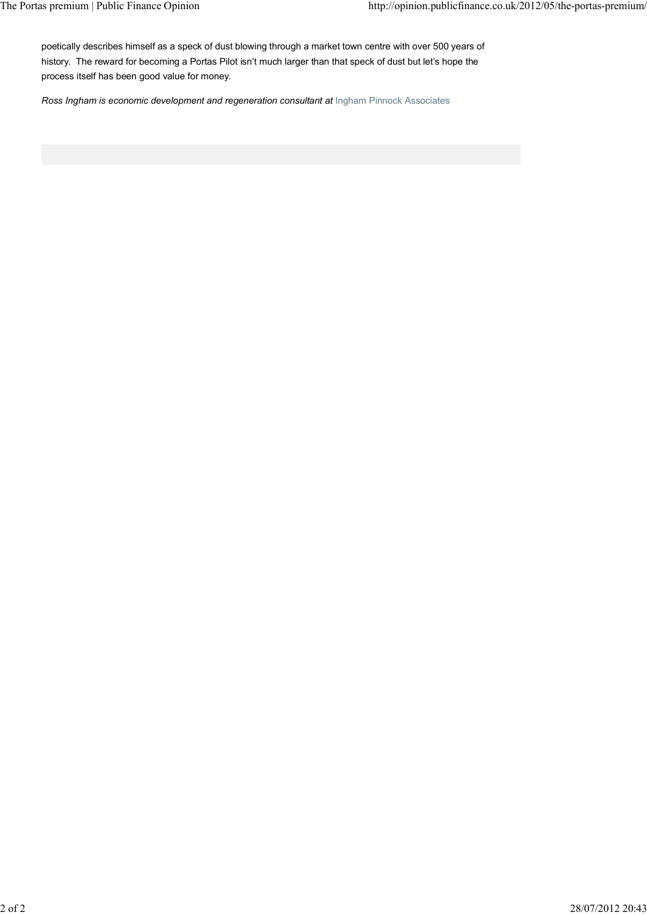poetically describes himself as a speck of dust blowing through a market town centre with over 500 years of history. The reward for becoming a Portas Pilot isn't much larger than that speck of dust but let's hope the process itself has been good value for money.

*Ross Ingham is economic development and regeneration consultant at* Ingham Pinnock Associates